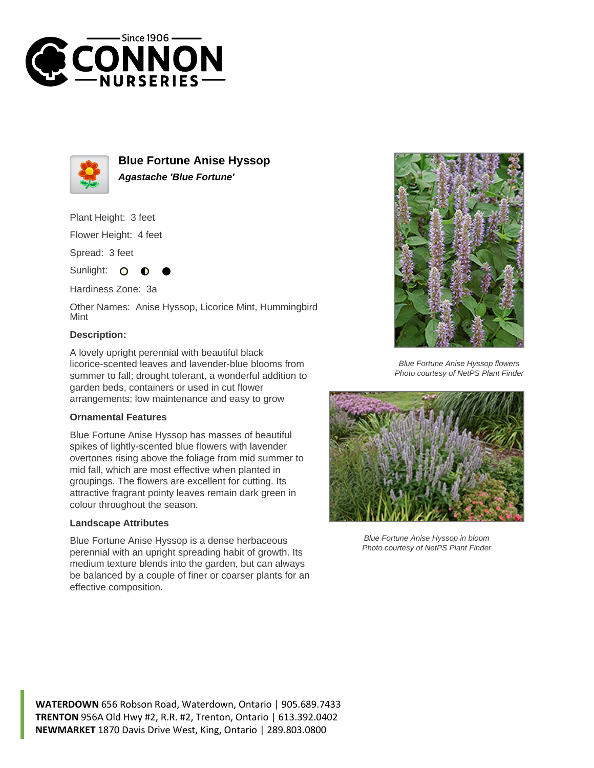# Blue Fortune Anise Hyssop

***Agastache 'Blue Fortune'***

Plant Height: 3 feet

Flower Height: 4 feet

Spread: 3 feet

Sunlight:

Hardiness Zone: 3a

Other Names: Anise Hyssop, Licorice Mint, Hummingbird Mint

### Description:

A lovely upright perennial with beautiful black licorice-scented leaves and lavender-blue blooms from summer to fall; drought tolerant, a wonderful addition to garden beds, containers or used in cut flower arrangements; low maintenance and easy to grow

### Ornamental Features

Blue Fortune Anise Hyssop has masses of beautiful spikes of lightly-scented blue flowers with lavender overtones rising above the foliage from mid summer to mid fall, which are most effective when planted in groupings. The flowers are excellent for cutting. Its attractive fragrant pointy leaves remain dark green in colour throughout the season.

### Landscape Attributes

Blue Fortune Anise Hyssop is a dense herbaceous perennial with an upright spreading habit of growth. Its medium texture blends into the garden, but can always be balanced by a couple of finer or coarser plants for an effective composition.

*Blue Fortune Anise Hyssop flowers*
*Photo courtesy of NetPS Plant Finder*

*Blue Fortune Anise Hyssop in bloom*
*Photo courtesy of NetPS Plant Finder*

**WATERDOWN** 656 Robson Road, Waterdown, Ontario | 905.689.7433
**TRENTON** 956A Old Hwy #2, R.R. #2, Trenton, Ontario | 613.392.0402
**NEWMARKET** 1870 Davis Drive West, King, Ontario | 289.803.0800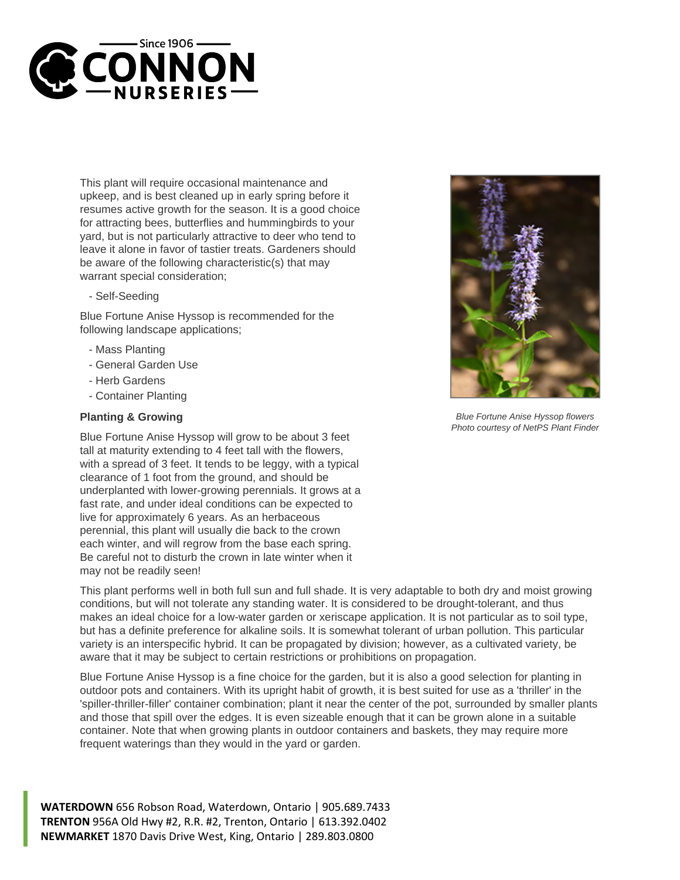This plant will require occasional maintenance and upkeep, and is best cleaned up in early spring before it resumes active growth for the season. It is a good choice for attracting bees, butterflies and hummingbirds to your yard, but is not particularly attractive to deer who tend to leave it alone in favor of tastier treats. Gardeners should be aware of the following characteristic(s) that may warrant special consideration;

- Self-Seeding

Blue Fortune Anise Hyssop is recommended for the following landscape applications;

- Mass Planting
- General Garden Use
- Herb Gardens
- Container Planting

*Blue Fortune Anise Hyssop flowers*
*Photo courtesy of NetPS Plant Finder*

### Planting & Growing

Blue Fortune Anise Hyssop will grow to be about 3 feet tall at maturity extending to 4 feet tall with the flowers, with a spread of 3 feet. It tends to be leggy, with a typical clearance of 1 foot from the ground, and should be underplanted with lower-growing perennials. It grows at a fast rate, and under ideal conditions can be expected to live for approximately 6 years. As an herbaceous perennial, this plant will usually die back to the crown each winter, and will regrow from the base each spring. Be careful not to disturb the crown in late winter when it may not be readily seen!

This plant performs well in both full sun and full shade. It is very adaptable to both dry and moist growing conditions, but will not tolerate any standing water. It is considered to be drought-tolerant, and thus makes an ideal choice for a low-water garden or xeriscape application. It is not particular as to soil type, but has a definite preference for alkaline soils. It is somewhat tolerant of urban pollution. This particular variety is an interspecific hybrid. It can be propagated by division; however, as a cultivated variety, be aware that it may be subject to certain restrictions or prohibitions on propagation.

Blue Fortune Anise Hyssop is a fine choice for the garden, but it is also a good selection for planting in outdoor pots and containers. With its upright habit of growth, it is best suited for use as a 'thriller' in the 'spiller-thriller-filler' container combination; plant it near the center of the pot, surrounded by smaller plants and those that spill over the edges. It is even sizeable enough that it can be grown alone in a suitable container. Note that when growing plants in outdoor containers and baskets, they may require more frequent waterings than they would in the yard or garden.

**WATERDOWN** 656 Robson Road, Waterdown, Ontario | 905.689.7433
**TRENTON** 956A Old Hwy #2, R.R. #2, Trenton, Ontario | 613.392.0402
**NEWMARKET** 1870 Davis Drive West, King, Ontario | 289.803.0800